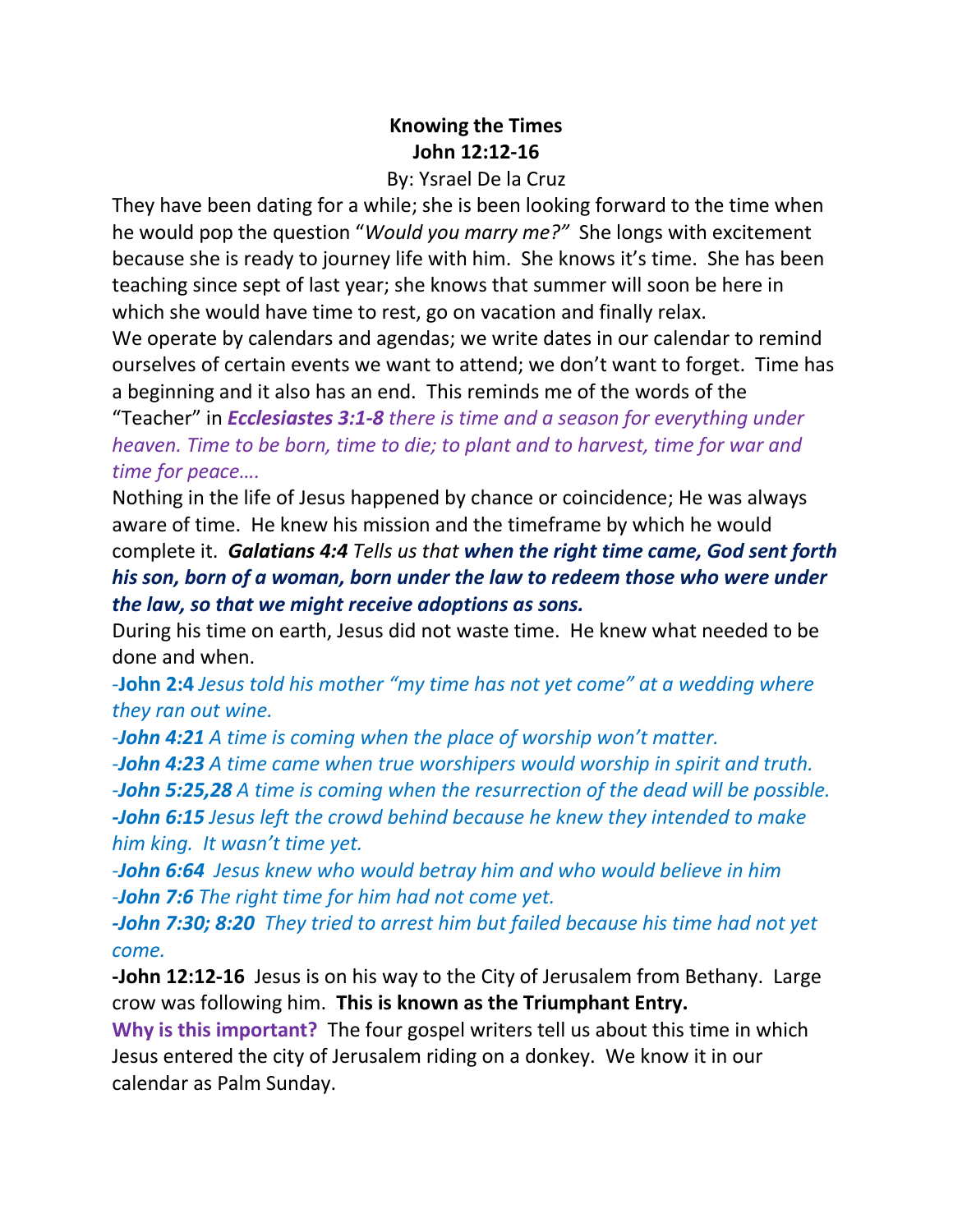**Knowing the Times**
**John 12:12-16**

By: Ysrael De la Cruz

They have been dating for a while; she is been looking forward to the time when he would pop the question "*Would you marry me?"* She longs with excitement because she is ready to journey life with him. She knows it's time. She has been teaching since sept of last year; she knows that summer will soon be here in which she would have time to rest, go on vacation and finally relax.

We operate by calendars and agendas; we write dates in our calendar to remind ourselves of certain events we want to attend; we don't want to forget. Time has a beginning and it also has an end. This reminds me of the words of the "Teacher" in ***Ecclesiastes 3:1-8*** *there is time and a season for everything under heaven. Time to be born, time to die; to plant and to harvest, time for war and time for peace….*

Nothing in the life of Jesus happened by chance or coincidence; He was always aware of time. He knew his mission and the timeframe by which he would complete it. ***Galatians 4:4*** *Tells us that* ***when the right time came, God sent forth his son, born of a woman, born under the law to redeem those who were under the law, so that we might receive adoptions as sons.***

During his time on earth, Jesus did not waste time. He knew what needed to be done and when.

-**John 2:4** *Jesus told his mother "my time has not yet come" at a wedding where they ran out wine.*

-***John 4:21*** *A time is coming when the place of worship won't matter.*

-***John 4:23*** *A time came when true worshipers would worship in spirit and truth.*

-***John 5:25,28*** *A time is coming when the resurrection of the dead will be possible.*

***-John 6:15*** *Jesus left the crowd behind because he knew they intended to make him king. It wasn't time yet.*

-***John 6:64*** *Jesus knew who would betray him and who would believe in him*

-***John 7:6*** *The right time for him had not come yet.*

***-John 7:30; 8:20*** *They tried to arrest him but failed because his time had not yet come.*

**-John 12:12-16** Jesus is on his way to the City of Jerusalem from Bethany. Large crow was following him. **This is known as the Triumphant Entry.**

**Why is this important?** The four gospel writers tell us about this time in which Jesus entered the city of Jerusalem riding on a donkey. We know it in our calendar as Palm Sunday.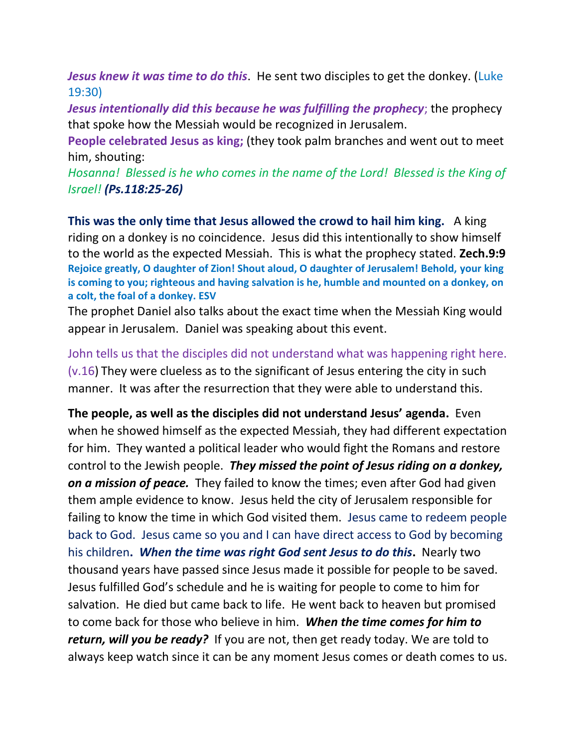***Jesus knew it was time to do this***. He sent two disciples to get the donkey. (Luke 19:30)

***Jesus intentionally did this because he was fulfilling the prophecy***; the prophecy that spoke how the Messiah would be recognized in Jerusalem.

**People celebrated Jesus as king;** (they took palm branches and went out to meet him, shouting:

*Hosanna! Blessed is he who comes in the name of the Lord! Blessed is the King of Israel!* ***(Ps.118:25-26)***

**This was the only time that Jesus allowed the crowd to hail him king.** A king riding on a donkey is no coincidence. Jesus did this intentionally to show himself to the world as the expected Messiah. This is what the prophecy stated. **Zech.9:9** **Rejoice greatly, O daughter of Zion! Shout aloud, O daughter of Jerusalem! Behold, your king is coming to you; righteous and having salvation is he, humble and mounted on a donkey, on a colt, the foal of a donkey. ESV**

The prophet Daniel also talks about the exact time when the Messiah King would appear in Jerusalem. Daniel was speaking about this event.

John tells us that the disciples did not understand what was happening right here. (v.16) They were clueless as to the significant of Jesus entering the city in such manner. It was after the resurrection that they were able to understand this.

**The people, as well as the disciples did not understand Jesus' agenda.** Even when he showed himself as the expected Messiah, they had different expectation for him. They wanted a political leader who would fight the Romans and restore control to the Jewish people. ***They missed the point of Jesus riding on a donkey, on a mission of peace.*** They failed to know the times; even after God had given them ample evidence to know. Jesus held the city of Jerusalem responsible for failing to know the time in which God visited them. Jesus came to redeem people back to God. Jesus came so you and I can have direct access to God by becoming his children**.** ***When the time was right God sent Jesus to do this*****.** Nearly two thousand years have passed since Jesus made it possible for people to be saved. Jesus fulfilled God's schedule and he is waiting for people to come to him for salvation. He died but came back to life. He went back to heaven but promised to come back for those who believe in him. ***When the time comes for him to return, will you be ready?*** If you are not, then get ready today. We are told to always keep watch since it can be any moment Jesus comes or death comes to us.